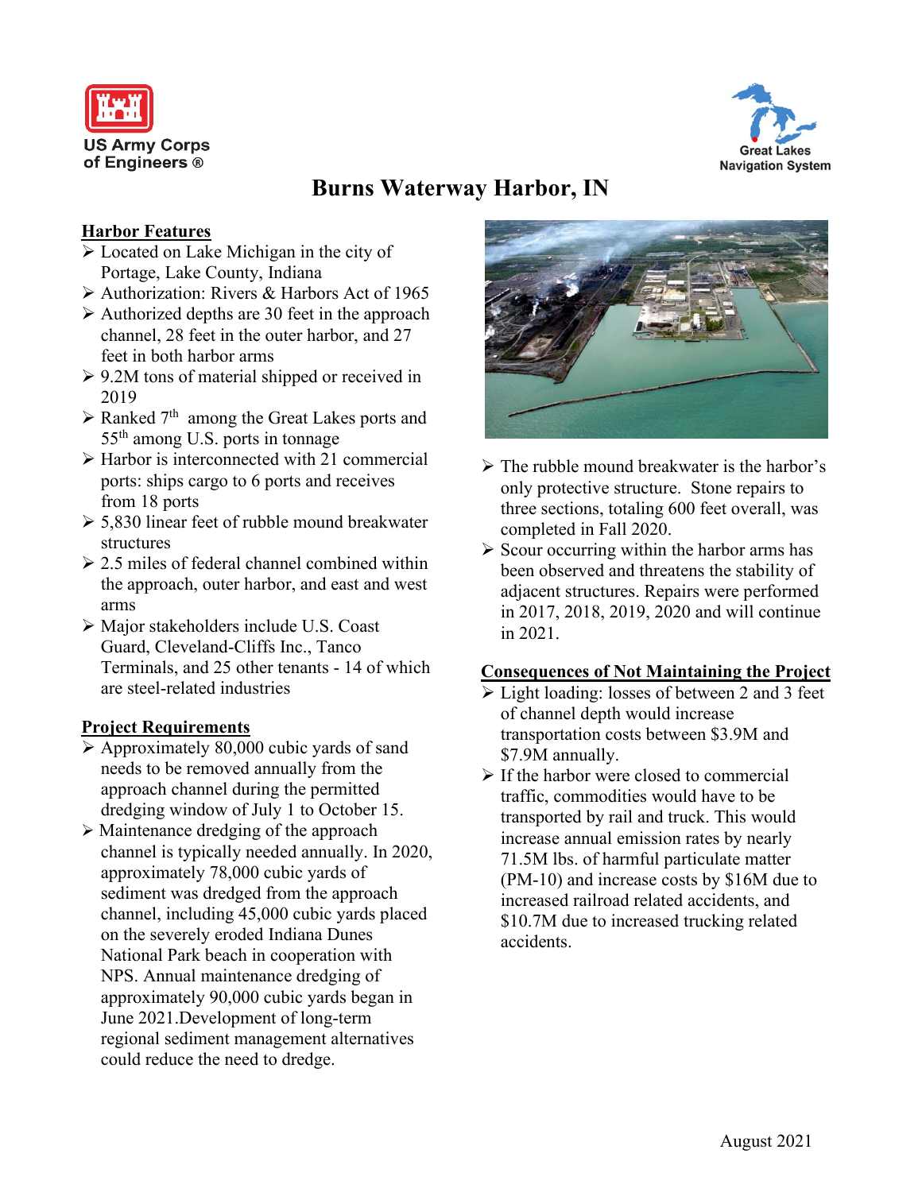US Army Corps of Engineers ®

Great Lakes Navigation System

# Burns Waterway Harbor, IN

## Harbor Features

- Located on Lake Michigan in the city of Portage, Lake County, Indiana
- Authorization: Rivers & Harbors Act of 1965
- Authorized depths are 30 feet in the approach channel, 28 feet in the outer harbor, and 27 feet in both harbor arms
- 9.2M tons of material shipped or received in 2019
- Ranked 7th among the Great Lakes ports and 55th among U.S. ports in tonnage
- Harbor is interconnected with 21 commercial ports: ships cargo to 6 ports and receives from 18 ports
- 5,830 linear feet of rubble mound breakwater structures
- 2.5 miles of federal channel combined within the approach, outer harbor, and east and west arms
- Major stakeholders include U.S. Coast Guard, Cleveland-Cliffs Inc., Tanco Terminals, and 25 other tenants - 14 of which are steel-related industries

## Project Requirements

- Approximately 80,000 cubic yards of sand needs to be removed annually from the approach channel during the permitted dredging window of July 1 to October 15.
- Maintenance dredging of the approach channel is typically needed annually. In 2020, approximately 78,000 cubic yards of sediment was dredged from the approach channel, including 45,000 cubic yards placed on the severely eroded Indiana Dunes National Park beach in cooperation with NPS. Annual maintenance dredging of approximately 90,000 cubic yards began in June 2021.Development of long-term regional sediment management alternatives could reduce the need to dredge.

- The rubble mound breakwater is the harbor's only protective structure. Stone repairs to three sections, totaling 600 feet overall, was completed in Fall 2020.
- Scour occurring within the harbor arms has been observed and threatens the stability of adjacent structures. Repairs were performed in 2017, 2018, 2019, 2020 and will continue in 2021.

## Consequences of Not Maintaining the Project

- Light loading: losses of between 2 and 3 feet of channel depth would increase transportation costs between $3.9M and $7.9M annually.
- If the harbor were closed to commercial traffic, commodities would have to be transported by rail and truck. This would increase annual emission rates by nearly 71.5M lbs. of harmful particulate matter (PM-10) and increase costs by $16M due to increased railroad related accidents, and $10.7M due to increased trucking related accidents.

August 2021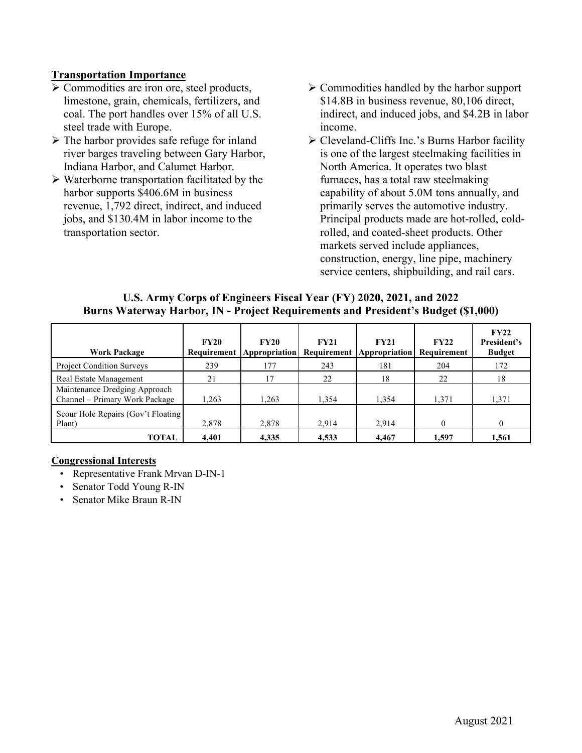**Transportation Importance**

- Commodities are iron ore, steel products, limestone, grain, chemicals, fertilizers, and coal. The port handles over 15% of all U.S. steel trade with Europe.
- The harbor provides safe refuge for inland river barges traveling between Gary Harbor, Indiana Harbor, and Calumet Harbor.
- Waterborne transportation facilitated by the harbor supports $406.6M in business revenue, 1,792 direct, indirect, and induced jobs, and $130.4M in labor income to the transportation sector.
- Commodities handled by the harbor support $14.8B in business revenue, 80,106 direct, indirect, and induced jobs, and $4.2B in labor income.
- Cleveland-Cliffs Inc.'s Burns Harbor facility is one of the largest steelmaking facilities in North America. It operates two blast furnaces, has a total raw steelmaking capability of about 5.0M tons annually, and primarily serves the automotive industry. Principal products made are hot-rolled, cold-rolled, and coated-sheet products. Other markets served include appliances, construction, energy, line pipe, machinery service centers, shipbuilding, and rail cars.

**U.S. Army Corps of Engineers Fiscal Year (FY) 2020, 2021, and 2022**
**Burns Waterway Harbor, IN - Project Requirements and President's Budget ($1,000)**

| Work Package | FY20 Requirement | FY20 Appropriation | FY21 Requirement | FY21 Appropriation | FY22 Requirement | FY22 President's Budget |
|---|---|---|---|---|---|---|
| Project Condition Surveys | 239 | 177 | 243 | 181 | 204 | 172 |
| Real Estate Management | 21 | 17 | 22 | 18 | 22 | 18 |
| Maintenance Dredging Approach Channel – Primary Work Package | 1,263 | 1,263 | 1,354 | 1,354 | 1,371 | 1,371 |
| Scour Hole Repairs (Gov't Floating Plant) | 2,878 | 2,878 | 2,914 | 2,914 | 0 | 0 |
| **TOTAL** | **4,401** | **4,335** | **4,533** | **4,467** | **1,597** | **1,561** |

**Congressional Interests**

- Representative Frank Mrvan D-IN-1
- Senator Todd Young R-IN
- Senator Mike Braun R-IN

August 2021